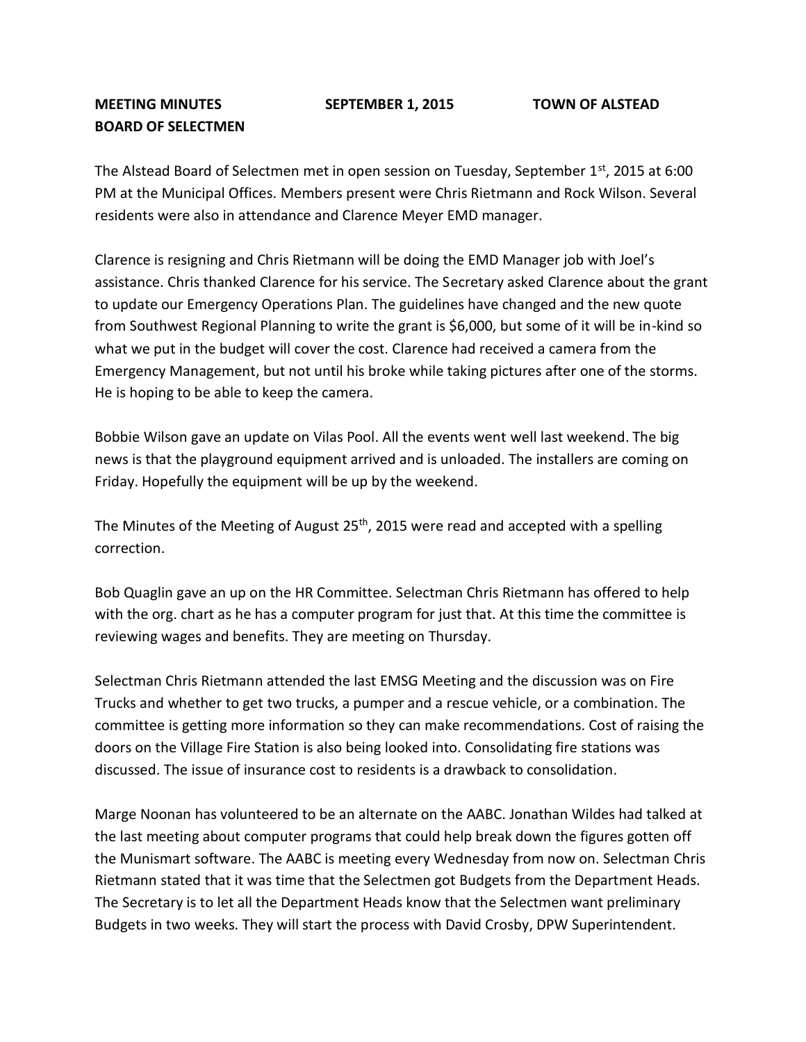**MEETING MINUTES SEPTEMBER 1, 2015 TOWN OF ALSTEAD**
**BOARD OF SELECTMEN**

The Alstead Board of Selectmen met in open session on Tuesday, September 1st, 2015 at 6:00 PM at the Municipal Offices. Members present were Chris Rietmann and Rock Wilson. Several residents were also in attendance and Clarence Meyer EMD manager.

Clarence is resigning and Chris Rietmann will be doing the EMD Manager job with Joel's assistance. Chris thanked Clarence for his service. The Secretary asked Clarence about the grant to update our Emergency Operations Plan. The guidelines have changed and the new quote from Southwest Regional Planning to write the grant is $6,000, but some of it will be in-kind so what we put in the budget will cover the cost. Clarence had received a camera from the Emergency Management, but not until his broke while taking pictures after one of the storms. He is hoping to be able to keep the camera.

Bobbie Wilson gave an update on Vilas Pool. All the events went well last weekend. The big news is that the playground equipment arrived and is unloaded. The installers are coming on Friday. Hopefully the equipment will be up by the weekend.

The Minutes of the Meeting of August 25th, 2015 were read and accepted with a spelling correction.

Bob Quaglin gave an up on the HR Committee. Selectman Chris Rietmann has offered to help with the org. chart as he has a computer program for just that. At this time the committee is reviewing wages and benefits. They are meeting on Thursday.

Selectman Chris Rietmann attended the last EMSG Meeting and the discussion was on Fire Trucks and whether to get two trucks, a pumper and a rescue vehicle, or a combination. The committee is getting more information so they can make recommendations. Cost of raising the doors on the Village Fire Station is also being looked into. Consolidating fire stations was discussed. The issue of insurance cost to residents is a drawback to consolidation.

Marge Noonan has volunteered to be an alternate on the AABC. Jonathan Wildes had talked at the last meeting about computer programs that could help break down the figures gotten off the Munismart software. The AABC is meeting every Wednesday from now on. Selectman Chris Rietmann stated that it was time that the Selectmen got Budgets from the Department Heads. The Secretary is to let all the Department Heads know that the Selectmen want preliminary Budgets in two weeks. They will start the process with David Crosby, DPW Superintendent.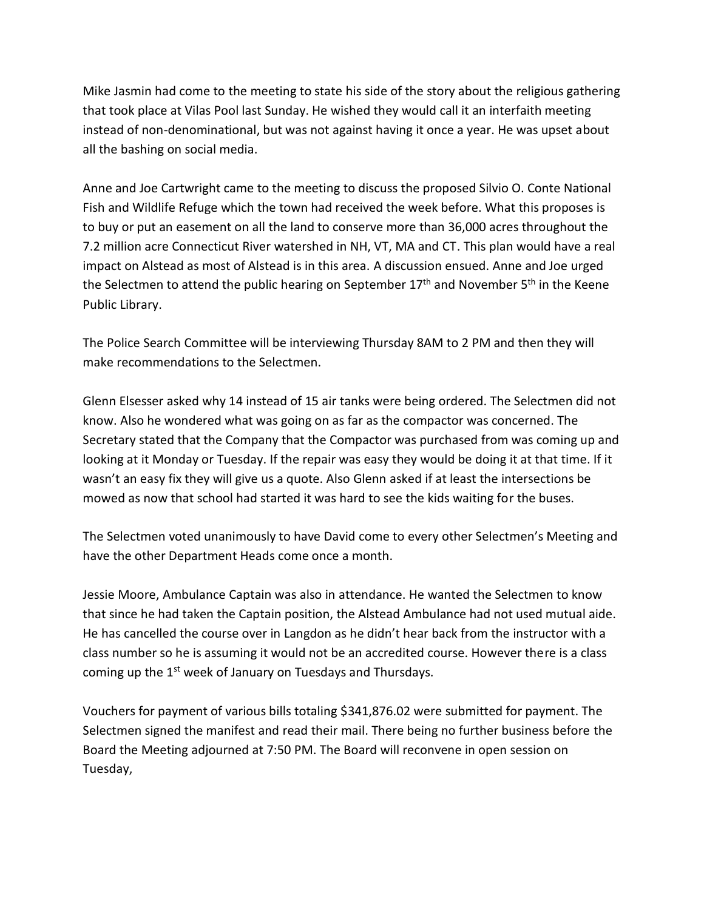Mike Jasmin had come to the meeting to state his side of the story about the religious gathering that took place at Vilas Pool last Sunday. He wished they would call it an interfaith meeting instead of non-denominational, but was not against having it once a year. He was upset about all the bashing on social media.

Anne and Joe Cartwright came to the meeting to discuss the proposed Silvio O. Conte National Fish and Wildlife Refuge which the town had received the week before. What this proposes is to buy or put an easement on all the land to conserve more than 36,000 acres throughout the 7.2 million acre Connecticut River watershed in NH, VT, MA and CT. This plan would have a real impact on Alstead as most of Alstead is in this area. A discussion ensued. Anne and Joe urged the Selectmen to attend the public hearing on September 17th and November 5th in the Keene Public Library.

The Police Search Committee will be interviewing Thursday 8AM to 2 PM and then they will make recommendations to the Selectmen.

Glenn Elsesser asked why 14 instead of 15 air tanks were being ordered. The Selectmen did not know. Also he wondered what was going on as far as the compactor was concerned. The Secretary stated that the Company that the Compactor was purchased from was coming up and looking at it Monday or Tuesday. If the repair was easy they would be doing it at that time. If it wasn't an easy fix they will give us a quote. Also Glenn asked if at least the intersections be mowed as now that school had started it was hard to see the kids waiting for the buses.

The Selectmen voted unanimously to have David come to every other Selectmen's Meeting and have the other Department Heads come once a month.

Jessie Moore, Ambulance Captain was also in attendance. He wanted the Selectmen to know that since he had taken the Captain position, the Alstead Ambulance had not used mutual aide. He has cancelled the course over in Langdon as he didn't hear back from the instructor with a class number so he is assuming it would not be an accredited course. However there is a class coming up the 1st week of January on Tuesdays and Thursdays.

Vouchers for payment of various bills totaling $341,876.02 were submitted for payment. The Selectmen signed the manifest and read their mail. There being no further business before the Board the Meeting adjourned at 7:50 PM. The Board will reconvene in open session on Tuesday,